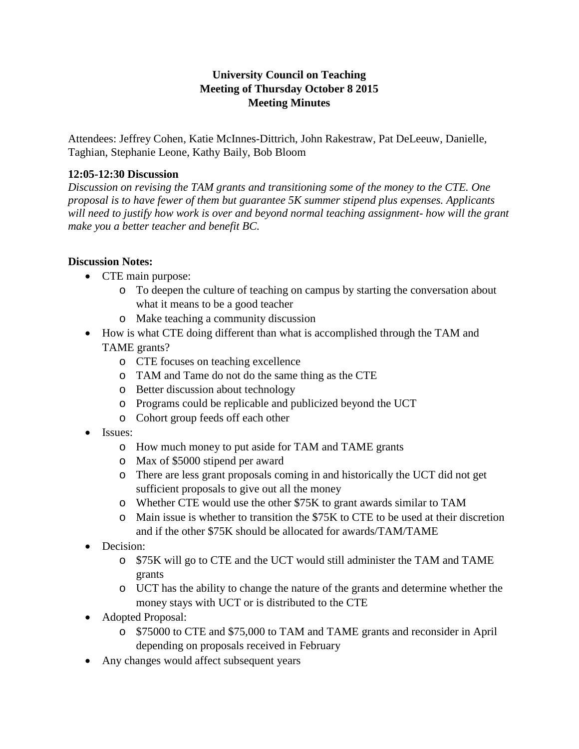# University Council on Teaching
## Meeting of Thursday October 8 2015
## Meeting Minutes

Attendees: Jeffrey Cohen, Katie McInnes-Dittrich, John Rakestraw, Pat DeLeeuw, Danielle, Taghian, Stephanie Leone, Kathy Baily, Bob Bloom

**12:05-12:30 Discussion**

*Discussion on revising the TAM grants and transitioning some of the money to the CTE. One proposal is to have fewer of them but guarantee 5K summer stipend plus expenses. Applicants will need to justify how work is over and beyond normal teaching assignment- how will the grant make you a better teacher and benefit BC.*

**Discussion Notes:**

- CTE main purpose:
  - To deepen the culture of teaching on campus by starting the conversation about what it means to be a good teacher
  - Make teaching a community discussion
- How is what CTE doing different than what is accomplished through the TAM and TAME grants?
  - CTE focuses on teaching excellence
  - TAM and Tame do not do the same thing as the CTE
  - Better discussion about technology
  - Programs could be replicable and publicized beyond the UCT
  - Cohort group feeds off each other
- Issues:
  - How much money to put aside for TAM and TAME grants
  - Max of $5000 stipend per award
  - There are less grant proposals coming in and historically the UCT did not get sufficient proposals to give out all the money
  - Whether CTE would use the other $75K to grant awards similar to TAM
  - Main issue is whether to transition the $75K to CTE to be used at their discretion and if the other $75K should be allocated for awards/TAM/TAME
- Decision:
  - $75K will go to CTE and the UCT would still administer the TAM and TAME grants
  - UCT has the ability to change the nature of the grants and determine whether the money stays with UCT or is distributed to the CTE
- Adopted Proposal:
  - $75000 to CTE and $75,000 to TAM and TAME grants and reconsider in April depending on proposals received in February
- Any changes would affect subsequent years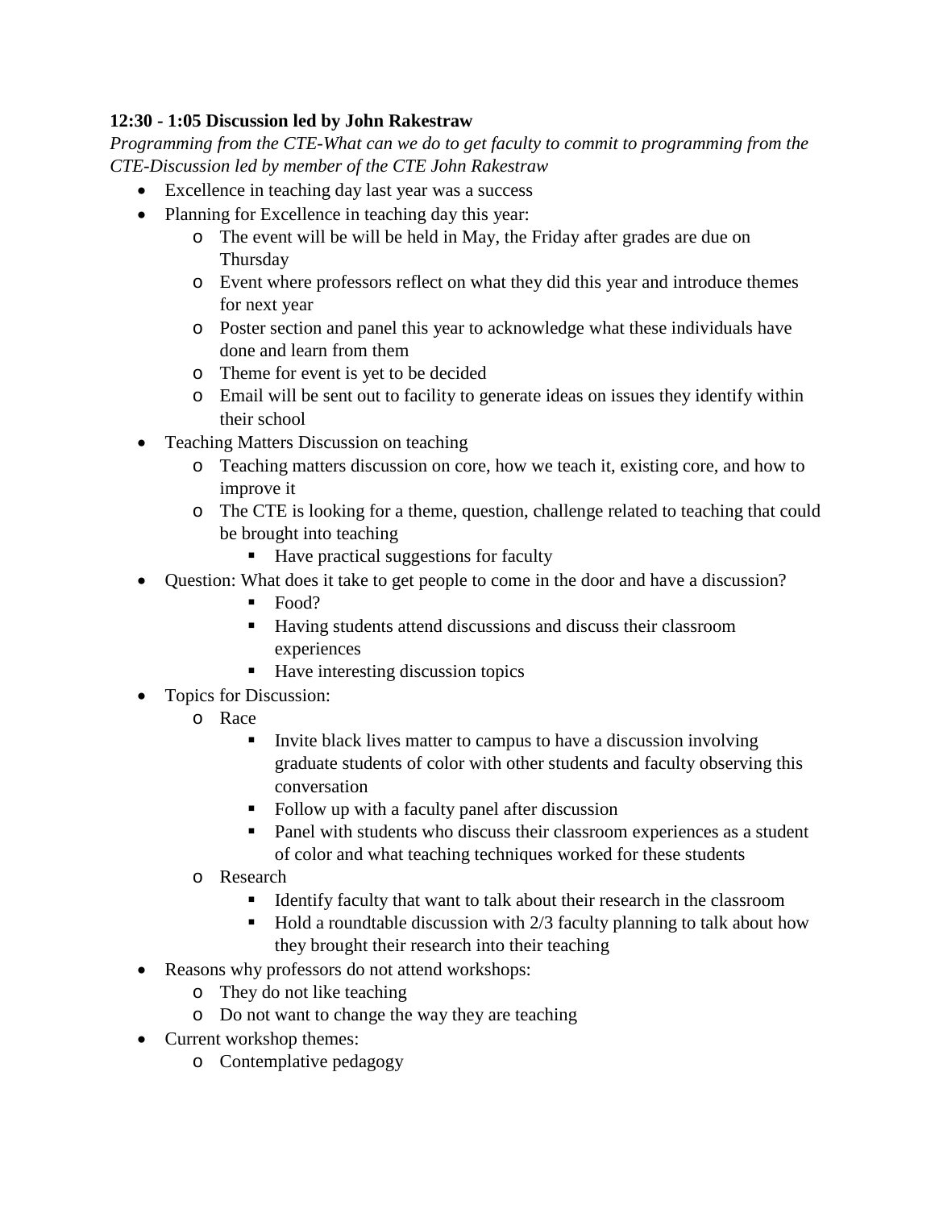**12:30 - 1:05 Discussion led by John Rakestraw**

*Programming from the CTE-What can we do to get faculty to commit to programming from the CTE-Discussion led by member of the CTE John Rakestraw*

- Excellence in teaching day last year was a success
- Planning for Excellence in teaching day this year:
    - The event will be will be held in May, the Friday after grades are due on Thursday
    - Event where professors reflect on what they did this year and introduce themes for next year
    - Poster section and panel this year to acknowledge what these individuals have done and learn from them
    - Theme for event is yet to be decided
    - Email will be sent out to facility to generate ideas on issues they identify within their school
- Teaching Matters Discussion on teaching
    - Teaching matters discussion on core, how we teach it, existing core, and how to improve it
    - The CTE is looking for a theme, question, challenge related to teaching that could be brought into teaching
        - Have practical suggestions for faculty
- Question: What does it take to get people to come in the door and have a discussion?
        - Food?
        - Having students attend discussions and discuss their classroom experiences
        - Have interesting discussion topics
- Topics for Discussion:
    - Race
        - Invite black lives matter to campus to have a discussion involving graduate students of color with other students and faculty observing this conversation
        - Follow up with a faculty panel after discussion
        - Panel with students who discuss their classroom experiences as a student of color and what teaching techniques worked for these students
    - Research
        - Identify faculty that want to talk about their research in the classroom
        - Hold a roundtable discussion with 2/3 faculty planning to talk about how they brought their research into their teaching
- Reasons why professors do not attend workshops:
    - They do not like teaching
    - Do not want to change the way they are teaching
- Current workshop themes:
    - Contemplative pedagogy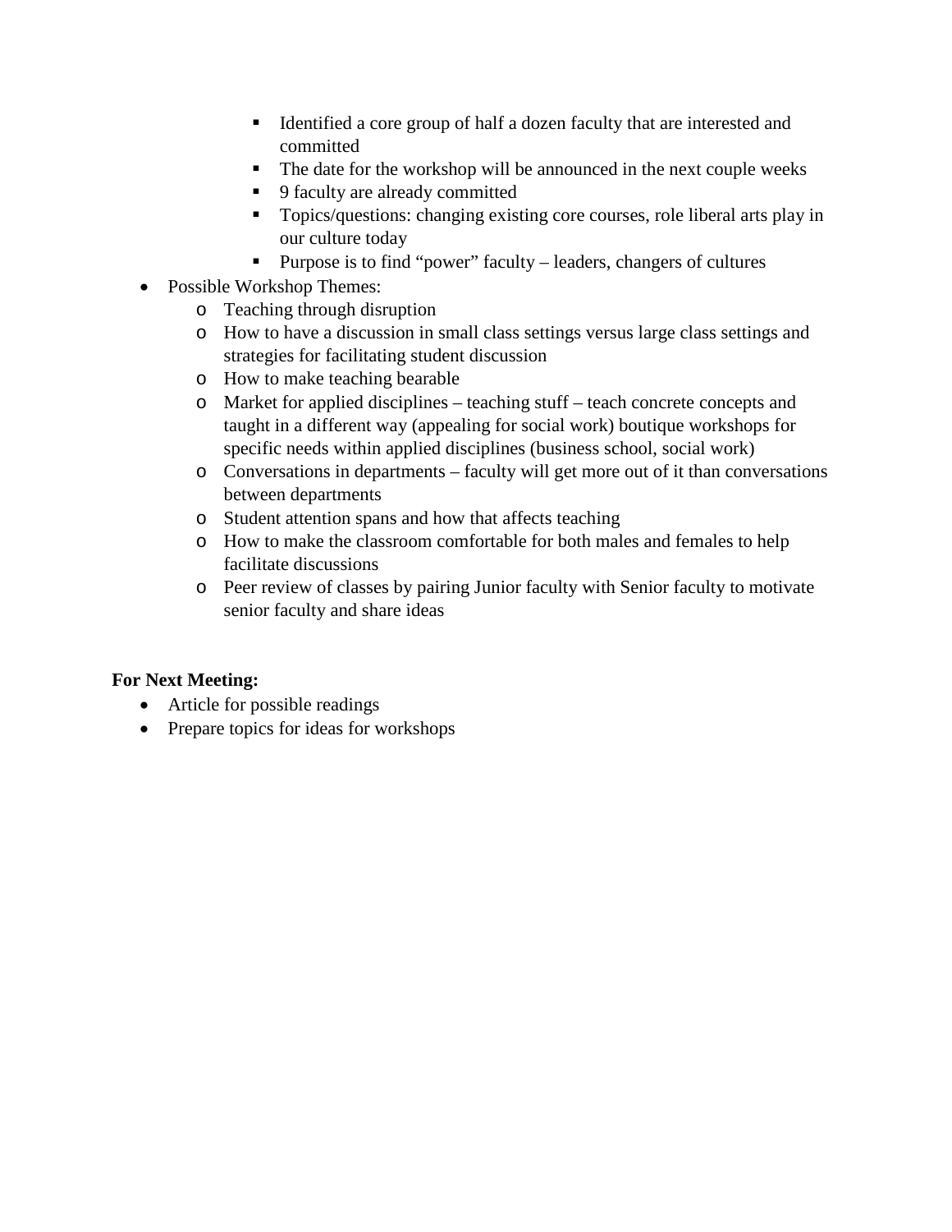- Identified a core group of half a dozen faculty that are interested and committed
        - The date for the workshop will be announced in the next couple weeks
        - 9 faculty are already committed
        - Topics/questions: changing existing core courses, role liberal arts play in our culture today
        - Purpose is to find "power" faculty – leaders, changers of cultures

- Possible Workshop Themes:
    - Teaching through disruption
    - How to have a discussion in small class settings versus large class settings and strategies for facilitating student discussion
    - How to make teaching bearable
    - Market for applied disciplines – teaching stuff – teach concrete concepts and taught in a different way (appealing for social work) boutique workshops for specific needs within applied disciplines (business school, social work)
    - Conversations in departments – faculty will get more out of it than conversations between departments
    - Student attention spans and how that affects teaching
    - How to make the classroom comfortable for both males and females to help facilitate discussions
    - Peer review of classes by pairing Junior faculty with Senior faculty to motivate senior faculty and share ideas

**For Next Meeting:**

- Article for possible readings
- Prepare topics for ideas for workshops